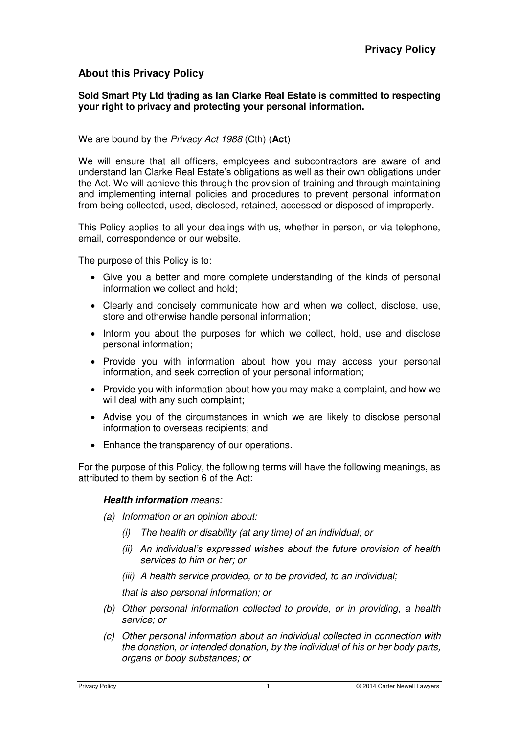# Privacy Policy

## About this Privacy Policy

**Sold Smart Pty Ltd trading as Ian Clarke Real Estate is committed to respecting your right to privacy and protecting your personal information.**

We are bound by the *Privacy Act 1988* (Cth) (**Act**)

We will ensure that all officers, employees and subcontractors are aware of and understand Ian Clarke Real Estate's obligations as well as their own obligations under the Act. We will achieve this through the provision of training and through maintaining and implementing internal policies and procedures to prevent personal information from being collected, used, disclosed, retained, accessed or disposed of improperly.

This Policy applies to all your dealings with us, whether in person, or via telephone, email, correspondence or our website.

The purpose of this Policy is to:

- Give you a better and more complete understanding of the kinds of personal information we collect and hold;
- Clearly and concisely communicate how and when we collect, disclose, use, store and otherwise handle personal information;
- Inform you about the purposes for which we collect, hold, use and disclose personal information;
- Provide you with information about how you may access your personal information, and seek correction of your personal information;
- Provide you with information about how you may make a complaint, and how we will deal with any such complaint;
- Advise you of the circumstances in which we are likely to disclose personal information to overseas recipients; and
- Enhance the transparency of our operations.

For the purpose of this Policy, the following terms will have the following meanings, as attributed to them by section 6 of the Act:

***Health information*** *means:*

*(a) Information or an opinion about:*

*(i) The health or disability (at any time) of an individual; or*

*(ii) An individual's expressed wishes about the future provision of health services to him or her; or*

*(iii) A health service provided, or to be provided, to an individual;*

*that is also personal information; or*

*(b) Other personal information collected to provide, or in providing, a health service; or*

*(c) Other personal information about an individual collected in connection with the donation, or intended donation, by the individual of his or her body parts, organs or body substances; or*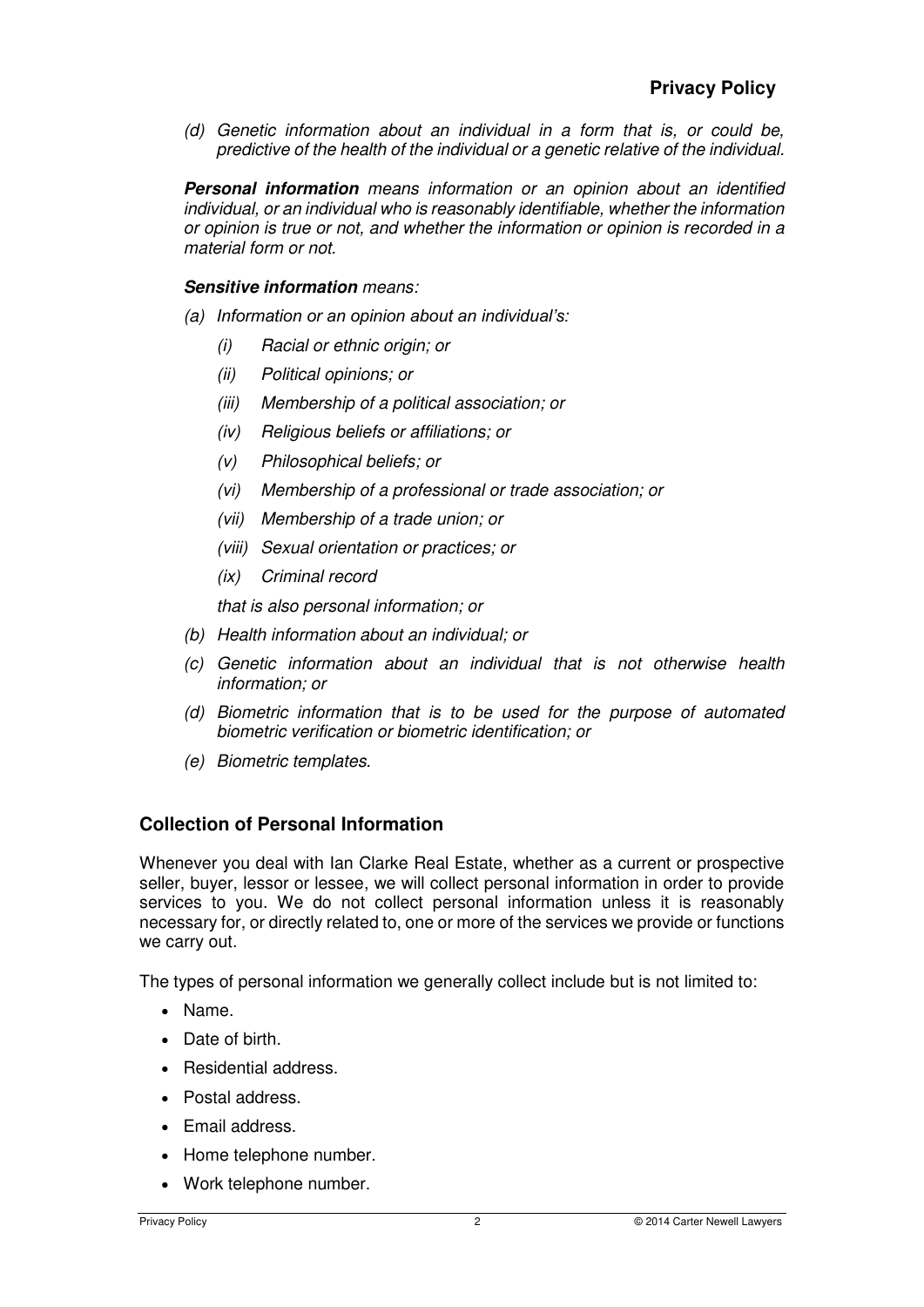*(d) Genetic information about an individual in a form that is, or could be, predictive of the health of the individual or a genetic relative of the individual.*

***Personal information*** *means information or an opinion about an identified individual, or an individual who is reasonably identifiable, whether the information or opinion is true or not, and whether the information or opinion is recorded in a material form or not.*

***Sensitive information*** *means:*

*(a) Information or an opinion about an individual's:*

- *(i) Racial or ethnic origin; or*
- *(ii) Political opinions; or*
- *(iii) Membership of a political association; or*
- *(iv) Religious beliefs or affiliations; or*
- *(v) Philosophical beliefs; or*
- *(vi) Membership of a professional or trade association; or*
- *(vii) Membership of a trade union; or*
- *(viii) Sexual orientation or practices; or*
- *(ix) Criminal record*

*that is also personal information; or*

*(b) Health information about an individual; or*

*(c) Genetic information about an individual that is not otherwise health information; or*

*(d) Biometric information that is to be used for the purpose of automated biometric verification or biometric identification; or*

*(e) Biometric templates.*

## Collection of Personal Information

Whenever you deal with Ian Clarke Real Estate, whether as a current or prospective seller, buyer, lessor or lessee, we will collect personal information in order to provide services to you. We do not collect personal information unless it is reasonably necessary for, or directly related to, one or more of the services we provide or functions we carry out.

The types of personal information we generally collect include but is not limited to:

- Name.
- Date of birth.
- Residential address.
- Postal address.
- Email address.
- Home telephone number.
- Work telephone number.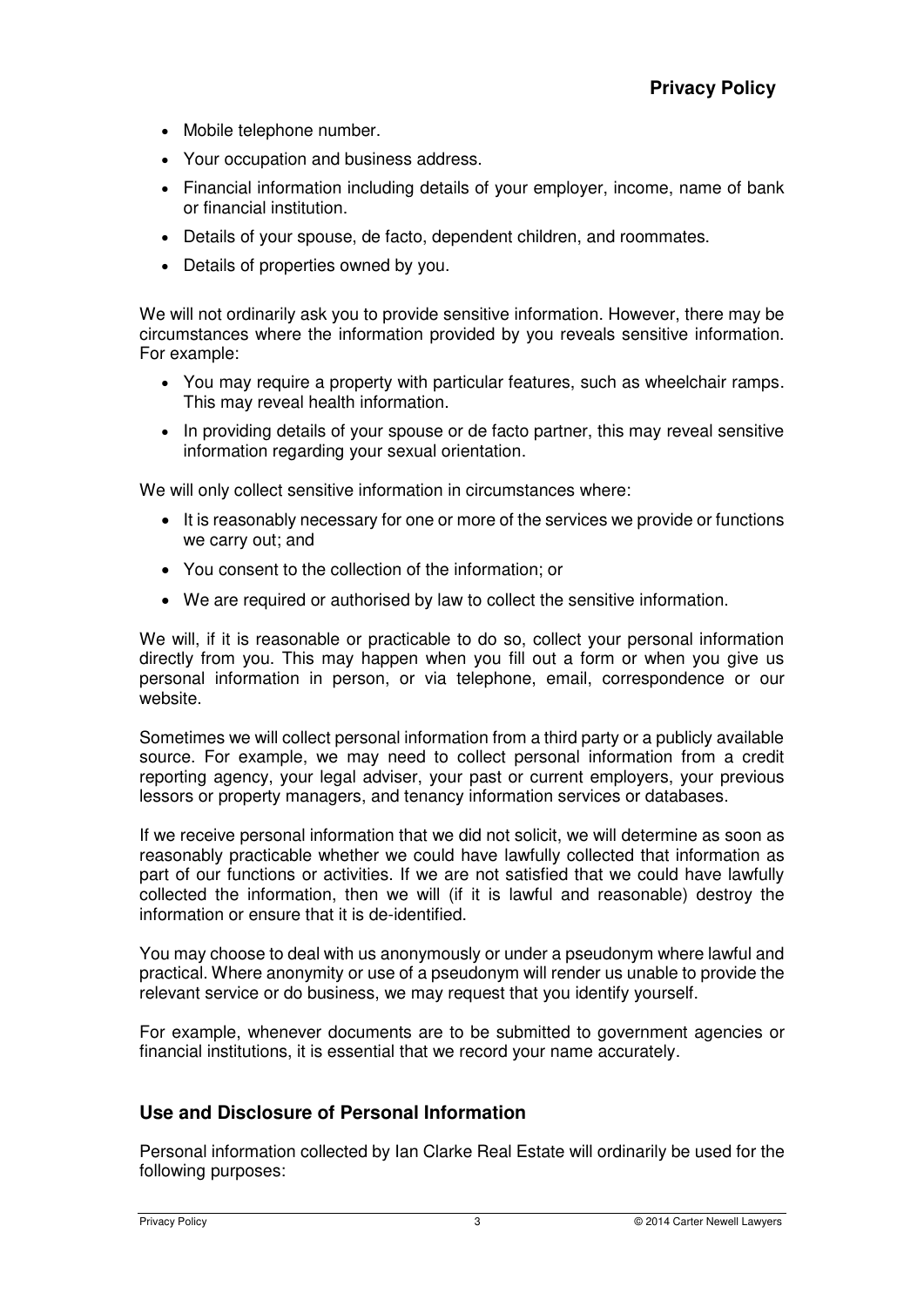- Mobile telephone number.
- Your occupation and business address.
- Financial information including details of your employer, income, name of bank or financial institution.
- Details of your spouse, de facto, dependent children, and roommates.
- Details of properties owned by you.

We will not ordinarily ask you to provide sensitive information. However, there may be circumstances where the information provided by you reveals sensitive information. For example:

- You may require a property with particular features, such as wheelchair ramps. This may reveal health information.
- In providing details of your spouse or de facto partner, this may reveal sensitive information regarding your sexual orientation.

We will only collect sensitive information in circumstances where:

- It is reasonably necessary for one or more of the services we provide or functions we carry out; and
- You consent to the collection of the information; or
- We are required or authorised by law to collect the sensitive information.

We will, if it is reasonable or practicable to do so, collect your personal information directly from you. This may happen when you fill out a form or when you give us personal information in person, or via telephone, email, correspondence or our website.

Sometimes we will collect personal information from a third party or a publicly available source. For example, we may need to collect personal information from a credit reporting agency, your legal adviser, your past or current employers, your previous lessors or property managers, and tenancy information services or databases.

If we receive personal information that we did not solicit, we will determine as soon as reasonably practicable whether we could have lawfully collected that information as part of our functions or activities. If we are not satisfied that we could have lawfully collected the information, then we will (if it is lawful and reasonable) destroy the information or ensure that it is de-identified.

You may choose to deal with us anonymously or under a pseudonym where lawful and practical. Where anonymity or use of a pseudonym will render us unable to provide the relevant service or do business, we may request that you identify yourself.

For example, whenever documents are to be submitted to government agencies or financial institutions, it is essential that we record your name accurately.

## Use and Disclosure of Personal Information

Personal information collected by Ian Clarke Real Estate will ordinarily be used for the following purposes: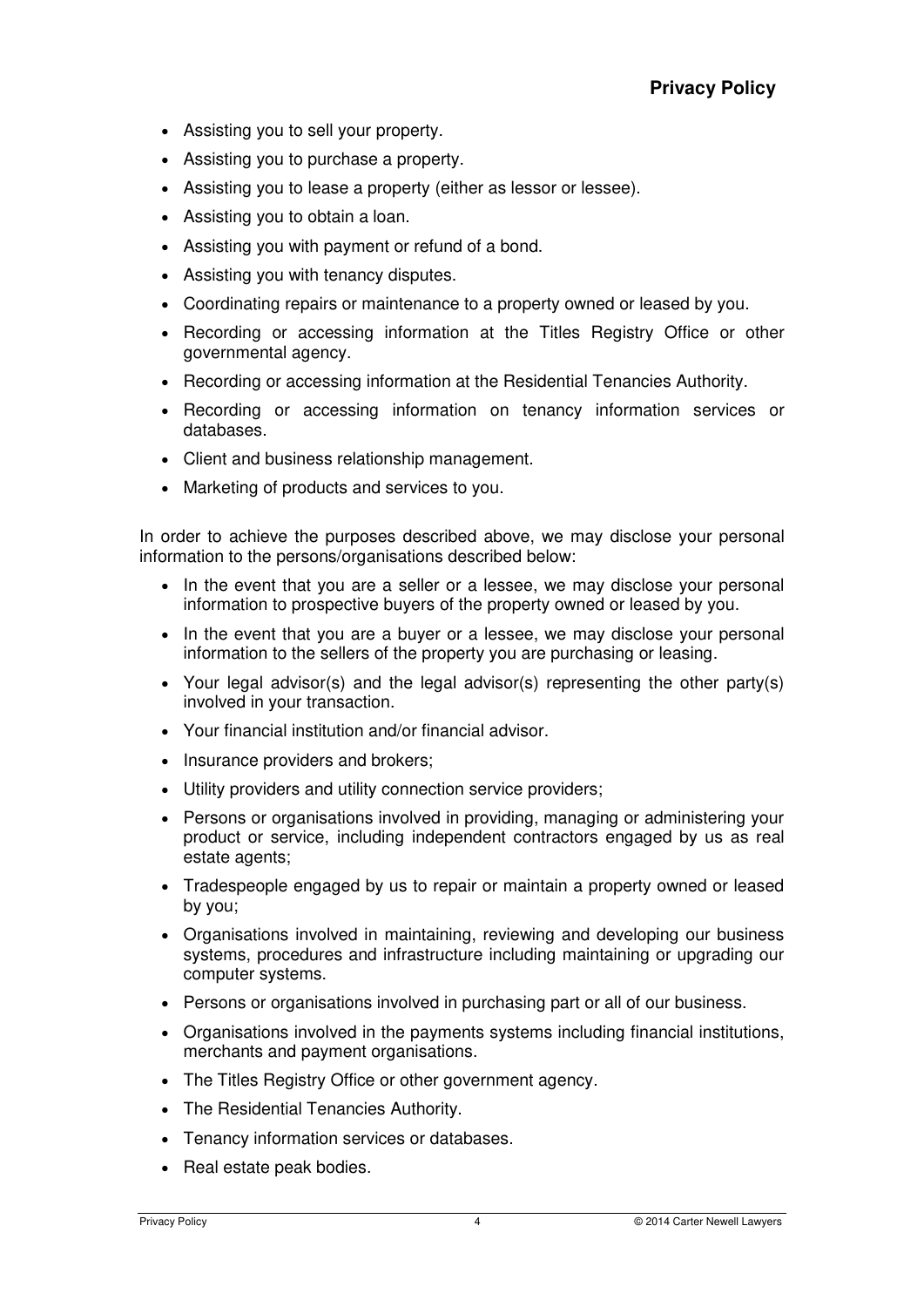- Assisting you to sell your property.
- Assisting you to purchase a property.
- Assisting you to lease a property (either as lessor or lessee).
- Assisting you to obtain a loan.
- Assisting you with payment or refund of a bond.
- Assisting you with tenancy disputes.
- Coordinating repairs or maintenance to a property owned or leased by you.
- Recording or accessing information at the Titles Registry Office or other governmental agency.
- Recording or accessing information at the Residential Tenancies Authority.
- Recording or accessing information on tenancy information services or databases.
- Client and business relationship management.
- Marketing of products and services to you.

In order to achieve the purposes described above, we may disclose your personal information to the persons/organisations described below:

- In the event that you are a seller or a lessee, we may disclose your personal information to prospective buyers of the property owned or leased by you.
- In the event that you are a buyer or a lessee, we may disclose your personal information to the sellers of the property you are purchasing or leasing.
- Your legal advisor(s) and the legal advisor(s) representing the other party(s) involved in your transaction.
- Your financial institution and/or financial advisor.
- Insurance providers and brokers;
- Utility providers and utility connection service providers;
- Persons or organisations involved in providing, managing or administering your product or service, including independent contractors engaged by us as real estate agents;
- Tradespeople engaged by us to repair or maintain a property owned or leased by you;
- Organisations involved in maintaining, reviewing and developing our business systems, procedures and infrastructure including maintaining or upgrading our computer systems.
- Persons or organisations involved in purchasing part or all of our business.
- Organisations involved in the payments systems including financial institutions, merchants and payment organisations.
- The Titles Registry Office or other government agency.
- The Residential Tenancies Authority.
- Tenancy information services or databases.
- Real estate peak bodies.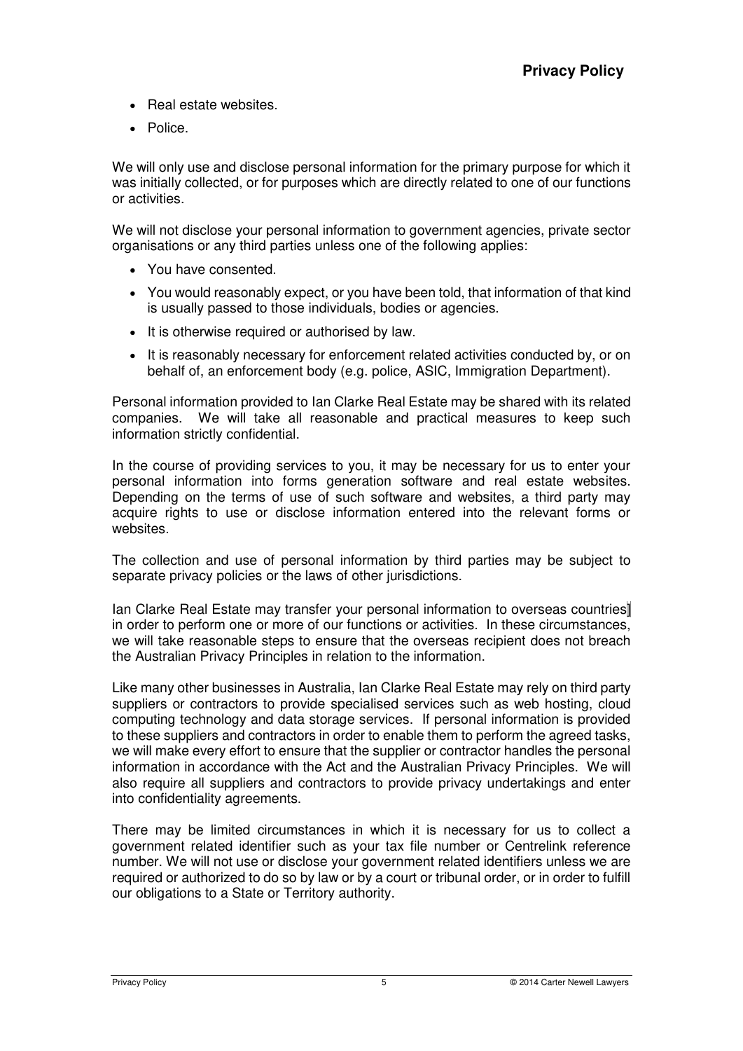- Real estate websites.
- Police.

We will only use and disclose personal information for the primary purpose for which it was initially collected, or for purposes which are directly related to one of our functions or activities.

We will not disclose your personal information to government agencies, private sector organisations or any third parties unless one of the following applies:

- You have consented.
- You would reasonably expect, or you have been told, that information of that kind is usually passed to those individuals, bodies or agencies.
- It is otherwise required or authorised by law.
- It is reasonably necessary for enforcement related activities conducted by, or on behalf of, an enforcement body (e.g. police, ASIC, Immigration Department).

Personal information provided to Ian Clarke Real Estate may be shared with its related companies. We will take all reasonable and practical measures to keep such information strictly confidential.

In the course of providing services to you, it may be necessary for us to enter your personal information into forms generation software and real estate websites. Depending on the terms of use of such software and websites, a third party may acquire rights to use or disclose information entered into the relevant forms or websites.

The collection and use of personal information by third parties may be subject to separate privacy policies or the laws of other jurisdictions.

Ian Clarke Real Estate may transfer your personal information to overseas countries in order to perform one or more of our functions or activities. In these circumstances, we will take reasonable steps to ensure that the overseas recipient does not breach the Australian Privacy Principles in relation to the information.

Like many other businesses in Australia, Ian Clarke Real Estate may rely on third party suppliers or contractors to provide specialised services such as web hosting, cloud computing technology and data storage services. If personal information is provided to these suppliers and contractors in order to enable them to perform the agreed tasks, we will make every effort to ensure that the supplier or contractor handles the personal information in accordance with the Act and the Australian Privacy Principles. We will also require all suppliers and contractors to provide privacy undertakings and enter into confidentiality agreements.

There may be limited circumstances in which it is necessary for us to collect a government related identifier such as your tax file number or Centrelink reference number. We will not use or disclose your government related identifiers unless we are required or authorized to do so by law or by a court or tribunal order, or in order to fulfill our obligations to a State or Territory authority.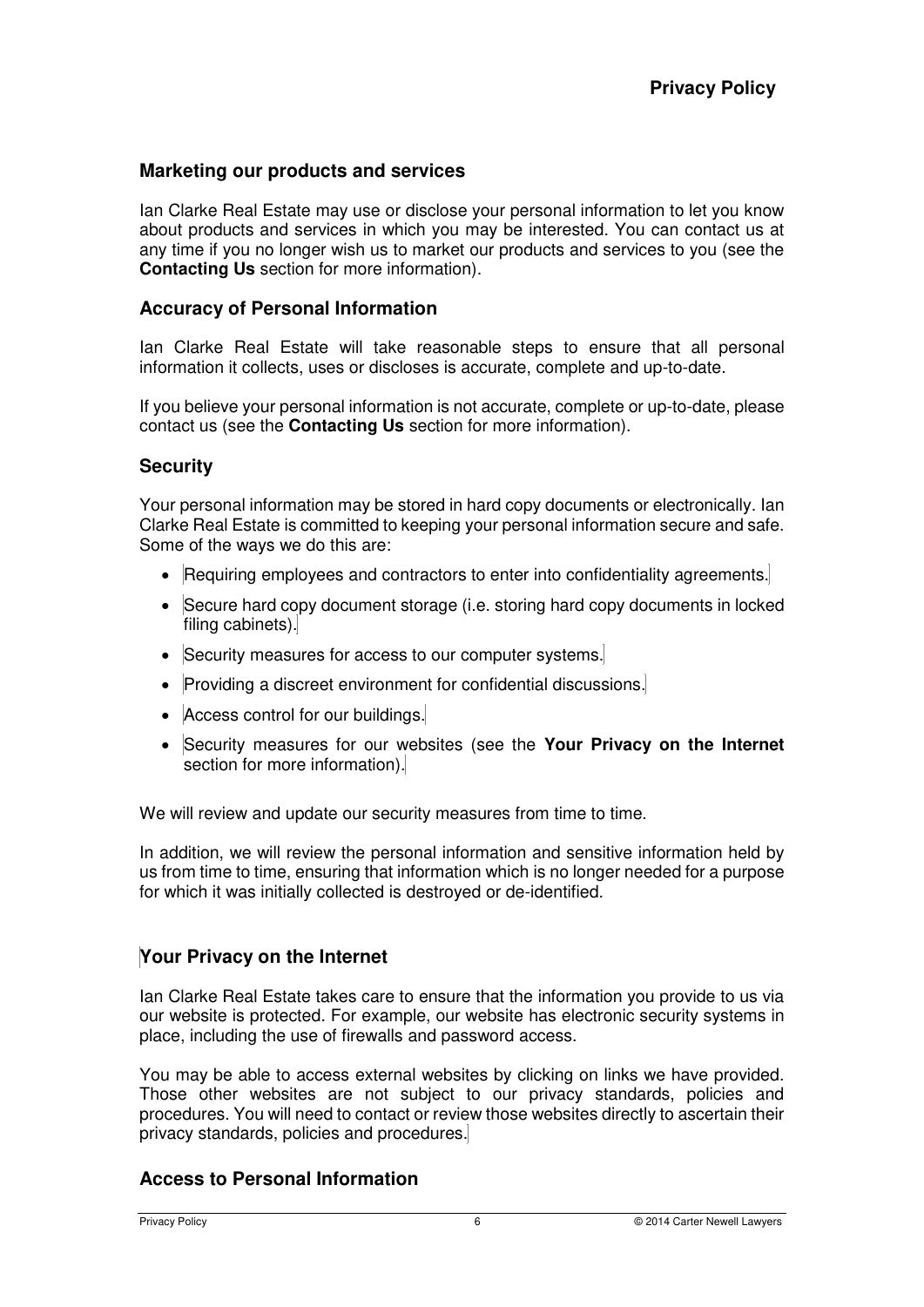## Marketing our products and services

Ian Clarke Real Estate may use or disclose your personal information to let you know about products and services in which you may be interested. You can contact us at any time if you no longer wish us to market our products and services to you (see the **Contacting Us** section for more information).

## Accuracy of Personal Information

Ian Clarke Real Estate will take reasonable steps to ensure that all personal information it collects, uses or discloses is accurate, complete and up-to-date.

If you believe your personal information is not accurate, complete or up-to-date, please contact us (see the **Contacting Us** section for more information).

## Security

Your personal information may be stored in hard copy documents or electronically. Ian Clarke Real Estate is committed to keeping your personal information secure and safe. Some of the ways we do this are:

- Requiring employees and contractors to enter into confidentiality agreements.
- Secure hard copy document storage (i.e. storing hard copy documents in locked filing cabinets).
- Security measures for access to our computer systems.
- Providing a discreet environment for confidential discussions.
- Access control for our buildings.
- Security measures for our websites (see the **Your Privacy on the Internet** section for more information).

We will review and update our security measures from time to time.

In addition, we will review the personal information and sensitive information held by us from time to time, ensuring that information which is no longer needed for a purpose for which it was initially collected is destroyed or de-identified.

## Your Privacy on the Internet

Ian Clarke Real Estate takes care to ensure that the information you provide to us via our website is protected. For example, our website has electronic security systems in place, including the use of firewalls and password access.

You may be able to access external websites by clicking on links we have provided. Those other websites are not subject to our privacy standards, policies and procedures. You will need to contact or review those websites directly to ascertain their privacy standards, policies and procedures.

## Access to Personal Information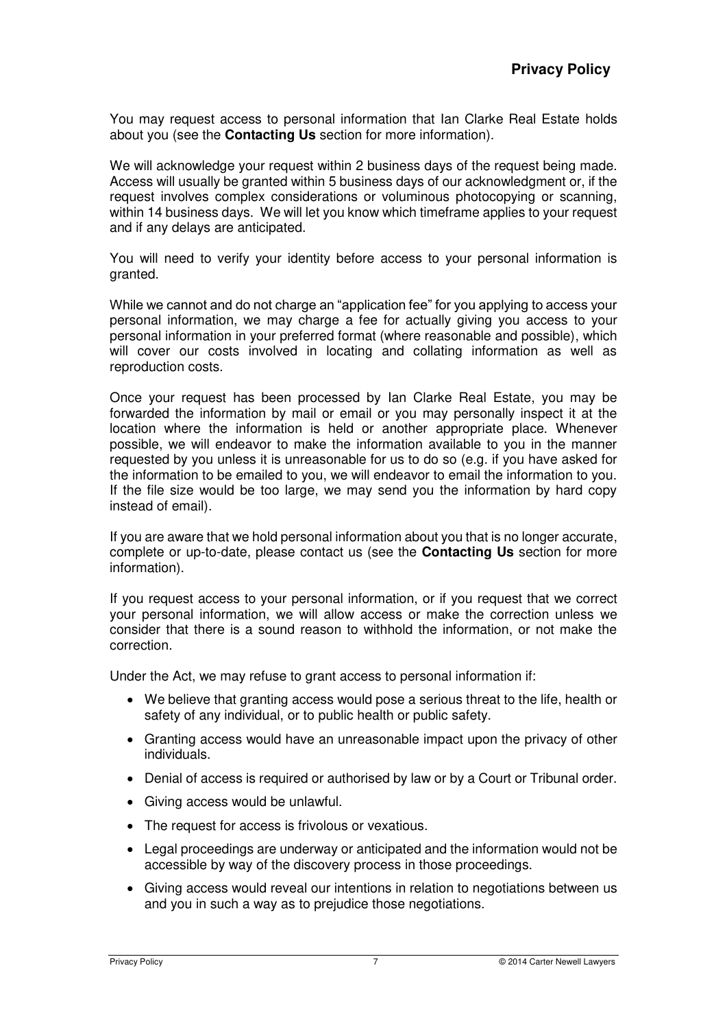You may request access to personal information that Ian Clarke Real Estate holds about you (see the **Contacting Us** section for more information).

We will acknowledge your request within 2 business days of the request being made. Access will usually be granted within 5 business days of our acknowledgment or, if the request involves complex considerations or voluminous photocopying or scanning, within 14 business days. We will let you know which timeframe applies to your request and if any delays are anticipated.

You will need to verify your identity before access to your personal information is granted.

While we cannot and do not charge an "application fee" for you applying to access your personal information, we may charge a fee for actually giving you access to your personal information in your preferred format (where reasonable and possible), which will cover our costs involved in locating and collating information as well as reproduction costs.

Once your request has been processed by Ian Clarke Real Estate, you may be forwarded the information by mail or email or you may personally inspect it at the location where the information is held or another appropriate place. Whenever possible, we will endeavor to make the information available to you in the manner requested by you unless it is unreasonable for us to do so (e.g. if you have asked for the information to be emailed to you, we will endeavor to email the information to you. If the file size would be too large, we may send you the information by hard copy instead of email).

If you are aware that we hold personal information about you that is no longer accurate, complete or up-to-date, please contact us (see the **Contacting Us** section for more information).

If you request access to your personal information, or if you request that we correct your personal information, we will allow access or make the correction unless we consider that there is a sound reason to withhold the information, or not make the correction.

Under the Act, we may refuse to grant access to personal information if:

- We believe that granting access would pose a serious threat to the life, health or safety of any individual, or to public health or public safety.
- Granting access would have an unreasonable impact upon the privacy of other individuals.
- Denial of access is required or authorised by law or by a Court or Tribunal order.
- Giving access would be unlawful.
- The request for access is frivolous or vexatious.
- Legal proceedings are underway or anticipated and the information would not be accessible by way of the discovery process in those proceedings.
- Giving access would reveal our intentions in relation to negotiations between us and you in such a way as to prejudice those negotiations.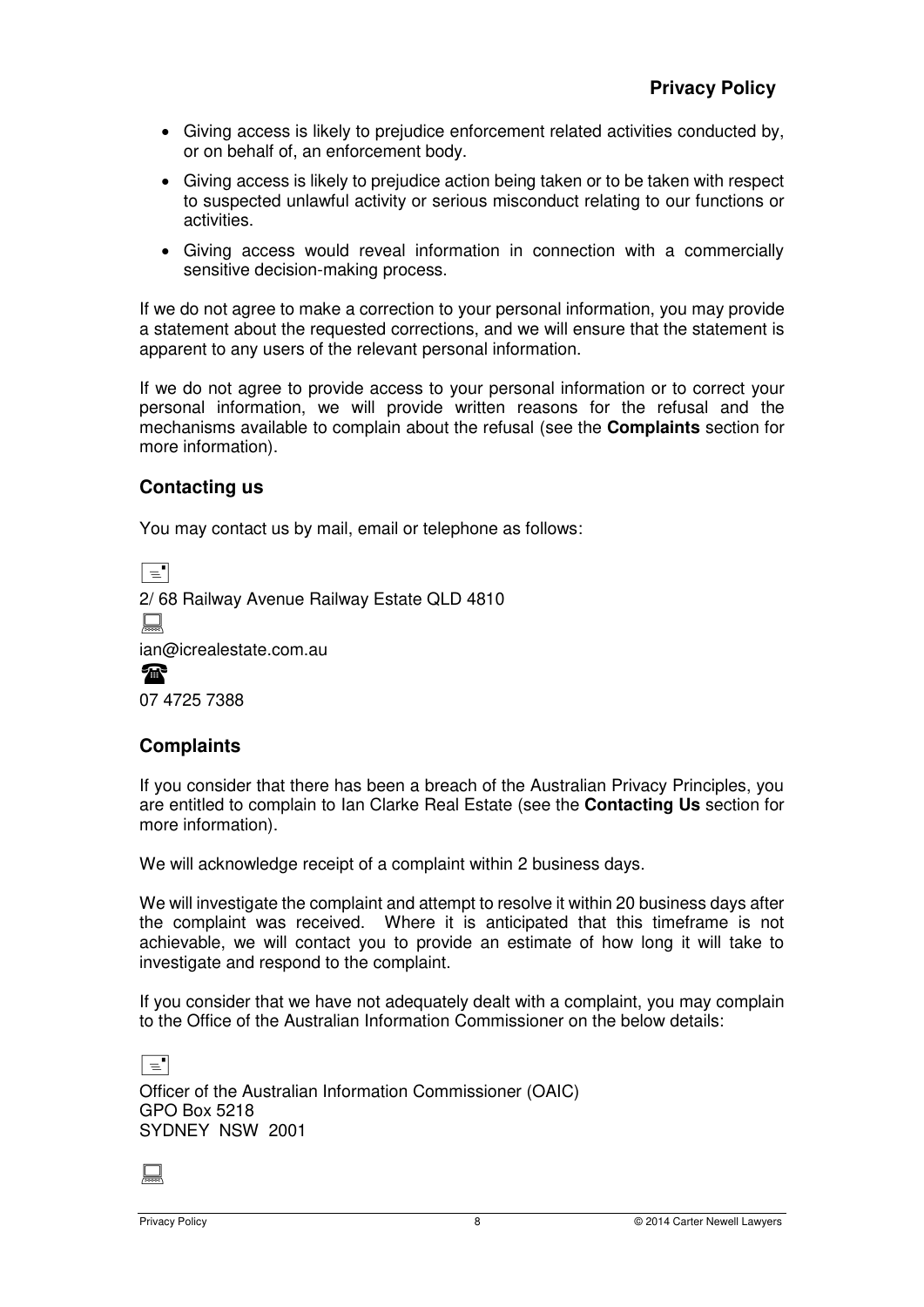- Giving access is likely to prejudice enforcement related activities conducted by, or on behalf of, an enforcement body.
- Giving access is likely to prejudice action being taken or to be taken with respect to suspected unlawful activity or serious misconduct relating to our functions or activities.
- Giving access would reveal information in connection with a commercially sensitive decision-making process.

If we do not agree to make a correction to your personal information, you may provide a statement about the requested corrections, and we will ensure that the statement is apparent to any users of the relevant personal information.

If we do not agree to provide access to your personal information or to correct your personal information, we will provide written reasons for the refusal and the mechanisms available to complain about the refusal (see the **Complaints** section for more information).

## Contacting us

You may contact us by mail, email or telephone as follows:

2/ 68 Railway Avenue Railway Estate QLD 4810

ian@icrealestate.com.au

07 4725 7388

## Complaints

If you consider that there has been a breach of the Australian Privacy Principles, you are entitled to complain to Ian Clarke Real Estate (see the **Contacting Us** section for more information).

We will acknowledge receipt of a complaint within 2 business days.

We will investigate the complaint and attempt to resolve it within 20 business days after the complaint was received. Where it is anticipated that this timeframe is not achievable, we will contact you to provide an estimate of how long it will take to investigate and respond to the complaint.

If you consider that we have not adequately dealt with a complaint, you may complain to the Office of the Australian Information Commissioner on the below details:

Officer of the Australian Information Commissioner (OAIC)
GPO Box 5218
SYDNEY NSW 2001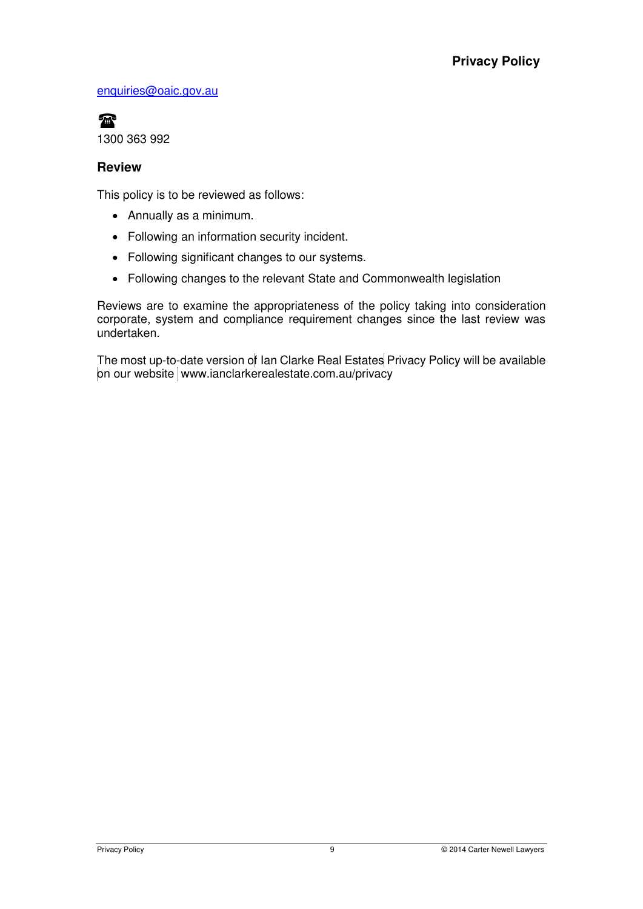enquiries@oaic.gov.au

☎
1300 363 992

## Review

This policy is to be reviewed as follows:

- Annually as a minimum.
- Following an information security incident.
- Following significant changes to our systems.
- Following changes to the relevant State and Commonwealth legislation

Reviews are to examine the appropriateness of the policy taking into consideration corporate, system and compliance requirement changes since the last review was undertaken.

The most up-to-date version of Ian Clarke Real Estates Privacy Policy will be available on our website www.ianclarkerealestate.com.au/privacy